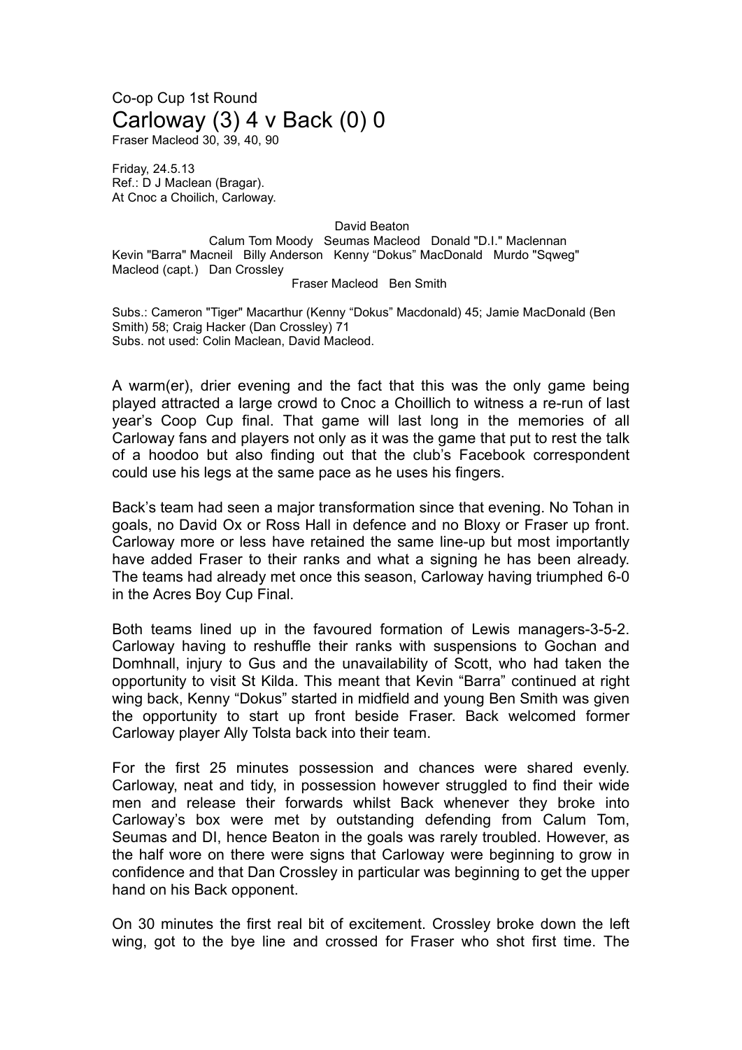Co-op Cup 1st Round

# Carloway (3) 4 v Back (0) 0

Fraser Macleod 30, 39, 40, 90

Friday, 24.5.13
Ref.: D J Maclean (Bragar).
At Cnoc a Choilich, Carloway.

David Beaton
Calum Tom Moody   Seumas Macleod   Donald "D.I." Maclennan
Kevin "Barra" Macneil   Billy Anderson   Kenny "Dokus" MacDonald   Murdo "Sqweg" Macleod (capt.)   Dan Crossley
Fraser Macleod   Ben Smith

Subs.: Cameron "Tiger" Macarthur (Kenny "Dokus" Macdonald) 45; Jamie MacDonald (Ben Smith) 58; Craig Hacker (Dan Crossley) 71
Subs. not used: Colin Maclean, David Macleod.

A warm(er), drier evening and the fact that this was the only game being played attracted a large crowd to Cnoc a Choillich to witness a re-run of last year's Coop Cup final. That game will last long in the memories of all Carloway fans and players not only as it was the game that put to rest the talk of a hoodoo but also finding out that the club's Facebook correspondent could use his legs at the same pace as he uses his fingers.

Back's team had seen a major transformation since that evening. No Tohan in goals, no David Ox or Ross Hall in defence and no Bloxy or Fraser up front. Carloway more or less have retained the same line-up but most importantly have added Fraser to their ranks and what a signing he has been already. The teams had already met once this season, Carloway having triumphed 6-0 in the Acres Boy Cup Final.

Both teams lined up in the favoured formation of Lewis managers-3-5-2. Carloway having to reshuffle their ranks with suspensions to Gochan and Domhnall, injury to Gus and the unavailability of Scott, who had taken the opportunity to visit St Kilda. This meant that Kevin "Barra" continued at right wing back, Kenny "Dokus" started in midfield and young Ben Smith was given the opportunity to start up front beside Fraser. Back welcomed former Carloway player Ally Tolsta back into their team.

For the first 25 minutes possession and chances were shared evenly. Carloway, neat and tidy, in possession however struggled to find their wide men and release their forwards whilst Back whenever they broke into Carloway's box were met by outstanding defending from Calum Tom, Seumas and DI, hence Beaton in the goals was rarely troubled. However, as the half wore on there were signs that Carloway were beginning to grow in confidence and that Dan Crossley in particular was beginning to get the upper hand on his Back opponent.

On 30 minutes the first real bit of excitement. Crossley broke down the left wing, got to the bye line and crossed for Fraser who shot first time. The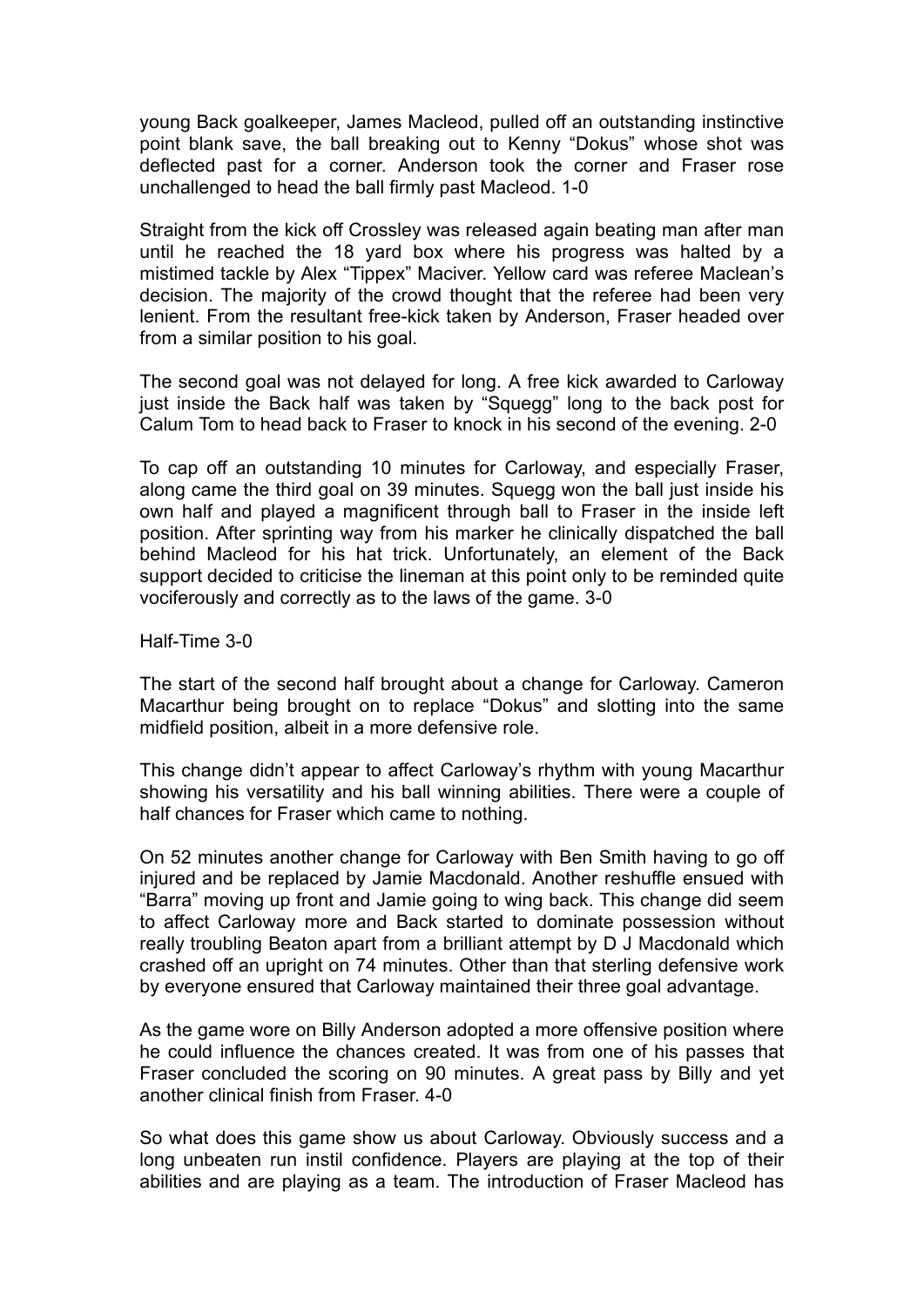young Back goalkeeper, James Macleod, pulled off an outstanding instinctive point blank save, the ball breaking out to Kenny "Dokus" whose shot was deflected past for a corner. Anderson took the corner and Fraser rose unchallenged to head the ball firmly past Macleod. 1-0

Straight from the kick off Crossley was released again beating man after man until he reached the 18 yard box where his progress was halted by a mistimed tackle by Alex "Tippex" Maciver. Yellow card was referee Maclean's decision. The majority of the crowd thought that the referee had been very lenient. From the resultant free-kick taken by Anderson, Fraser headed over from a similar position to his goal.

The second goal was not delayed for long. A free kick awarded to Carloway just inside the Back half was taken by "Squegg" long to the back post for Calum Tom to head back to Fraser to knock in his second of the evening. 2-0

To cap off an outstanding 10 minutes for Carloway, and especially Fraser, along came the third goal on 39 minutes. Squegg won the ball just inside his own half and played a magnificent through ball to Fraser in the inside left position. After sprinting way from his marker he clinically dispatched the ball behind Macleod for his hat trick. Unfortunately, an element of the Back support decided to criticise the lineman at this point only to be reminded quite vociferously and correctly as to the laws of the game. 3-0

Half-Time 3-0

The start of the second half brought about a change for Carloway. Cameron Macarthur being brought on to replace "Dokus" and slotting into the same midfield position, albeit in a more defensive role.

This change didn't appear to affect Carloway's rhythm with young Macarthur showing his versatility and his ball winning abilities. There were a couple of half chances for Fraser which came to nothing.

On 52 minutes another change for Carloway with Ben Smith having to go off injured and be replaced by Jamie Macdonald. Another reshuffle ensued with "Barra" moving up front and Jamie going to wing back. This change did seem to affect Carloway more and Back started to dominate possession without really troubling Beaton apart from a brilliant attempt by D J Macdonald which crashed off an upright on 74 minutes. Other than that sterling defensive work by everyone ensured that Carloway maintained their three goal advantage.

As the game wore on Billy Anderson adopted a more offensive position where he could influence the chances created. It was from one of his passes that Fraser concluded the scoring on 90 minutes. A great pass by Billy and yet another clinical finish from Fraser. 4-0

So what does this game show us about Carloway. Obviously success and a long unbeaten run instil confidence. Players are playing at the top of their abilities and are playing as a team. The introduction of Fraser Macleod has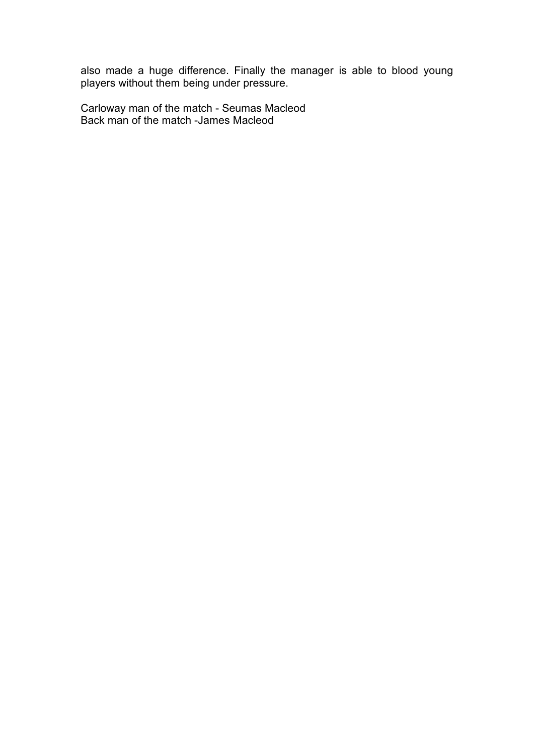also made a huge difference. Finally the manager is able to blood young players without them being under pressure.

Carloway man of the match - Seumas Macleod
Back man of the match -James Macleod